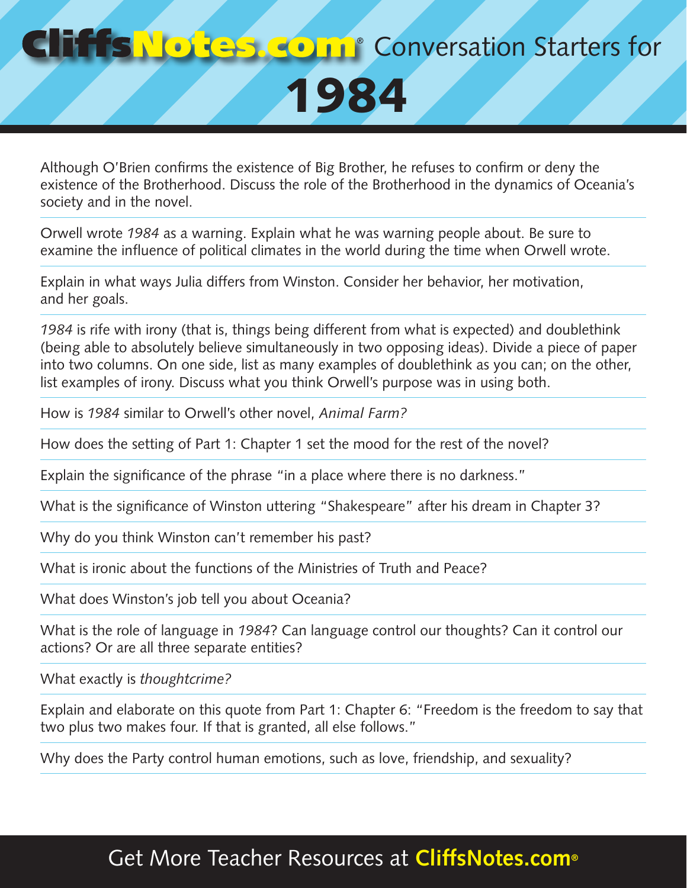# CliffsNotes.com® Conversation Starters for 1984

Although O'Brien confirms the existence of Big Brother, he refuses to confirm or deny the existence of the Brotherhood. Discuss the role of the Brotherhood in the dynamics of Oceania's society and in the novel.

---

Orwell wrote *1984* as a warning. Explain what he was warning people about. Be sure to examine the influence of political climates in the world during the time when Orwell wrote.

---

Explain in what ways Julia differs from Winston. Consider her behavior, her motivation, and her goals.

---

*1984* is rife with irony (that is, things being different from what is expected) and doublethink (being able to absolutely believe simultaneously in two opposing ideas). Divide a piece of paper into two columns. On one side, list as many examples of doublethink as you can; on the other, list examples of irony. Discuss what you think Orwell's purpose was in using both.

---

How is *1984* similar to Orwell's other novel, *Animal Farm?*

---

How does the setting of Part 1: Chapter 1 set the mood for the rest of the novel?

---

Explain the significance of the phrase "in a place where there is no darkness."

---

What is the significance of Winston uttering "Shakespeare" after his dream in Chapter 3?

---

Why do you think Winston can't remember his past?

---

What is ironic about the functions of the Ministries of Truth and Peace?

---

What does Winston's job tell you about Oceania?

---

What is the role of language in *1984*? Can language control our thoughts? Can it control our actions? Or are all three separate entities?

---

What exactly is *thoughtcrime?*

---

Explain and elaborate on this quote from Part 1: Chapter 6: "Freedom is the freedom to say that two plus two makes four. If that is granted, all else follows."

---

Why does the Party control human emotions, such as love, friendship, and sexuality?

---

Get More Teacher Resources at **CliffsNotes.com®**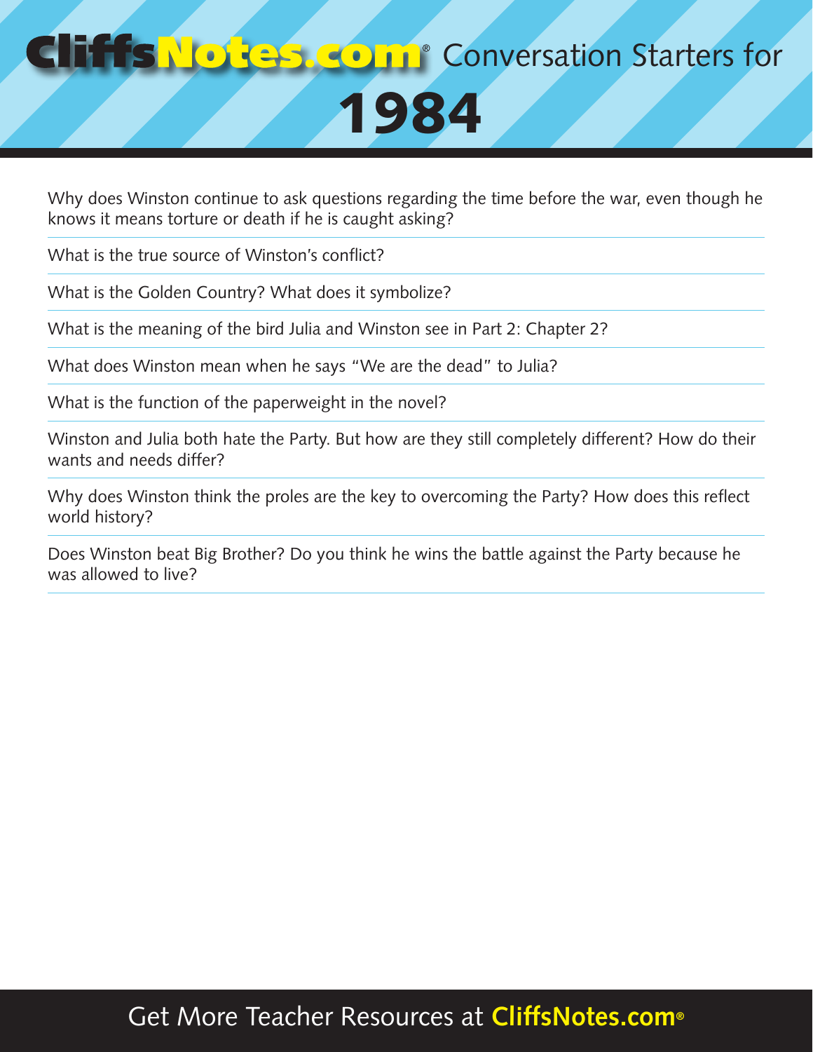# CliffsNotes.com® Conversation Starters for 1984

Why does Winston continue to ask questions regarding the time before the war, even though he knows it means torture or death if he is caught asking?

What is the true source of Winston's conflict?

What is the Golden Country? What does it symbolize?

What is the meaning of the bird Julia and Winston see in Part 2: Chapter 2?

What does Winston mean when he says "We are the dead" to Julia?

What is the function of the paperweight in the novel?

Winston and Julia both hate the Party. But how are they still completely different? How do their wants and needs differ?

Why does Winston think the proles are the key to overcoming the Party? How does this reflect world history?

Does Winston beat Big Brother? Do you think he wins the battle against the Party because he was allowed to live?

Get More Teacher Resources at **CliffsNotes.com®**